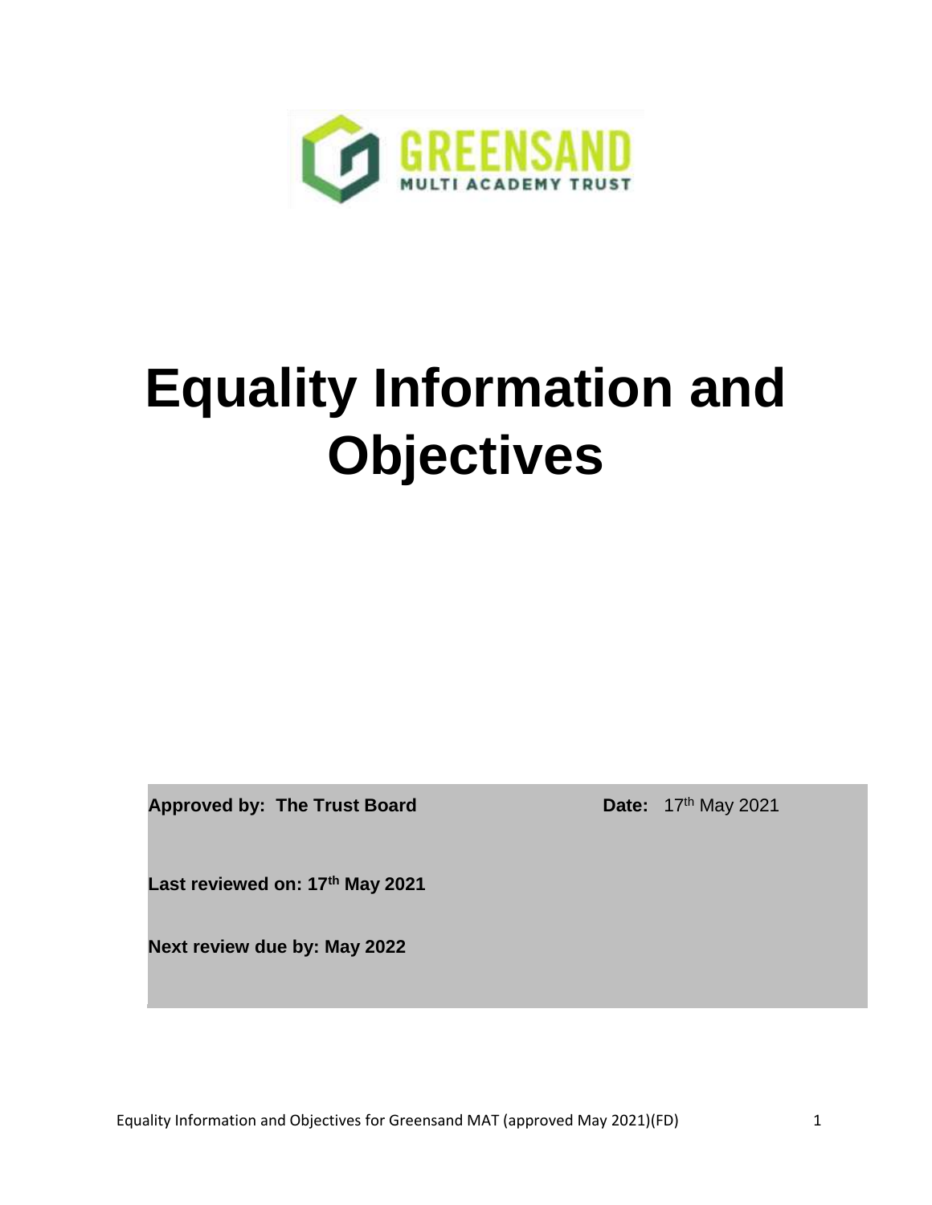GREENSAND
MULTI ACADEMY TRUST

# Equality Information and Objectives

**Approved by: The Trust Board** **Date:** 17th May 2021

**Last reviewed on: 17th May 2021**

**Next review due by: May 2022**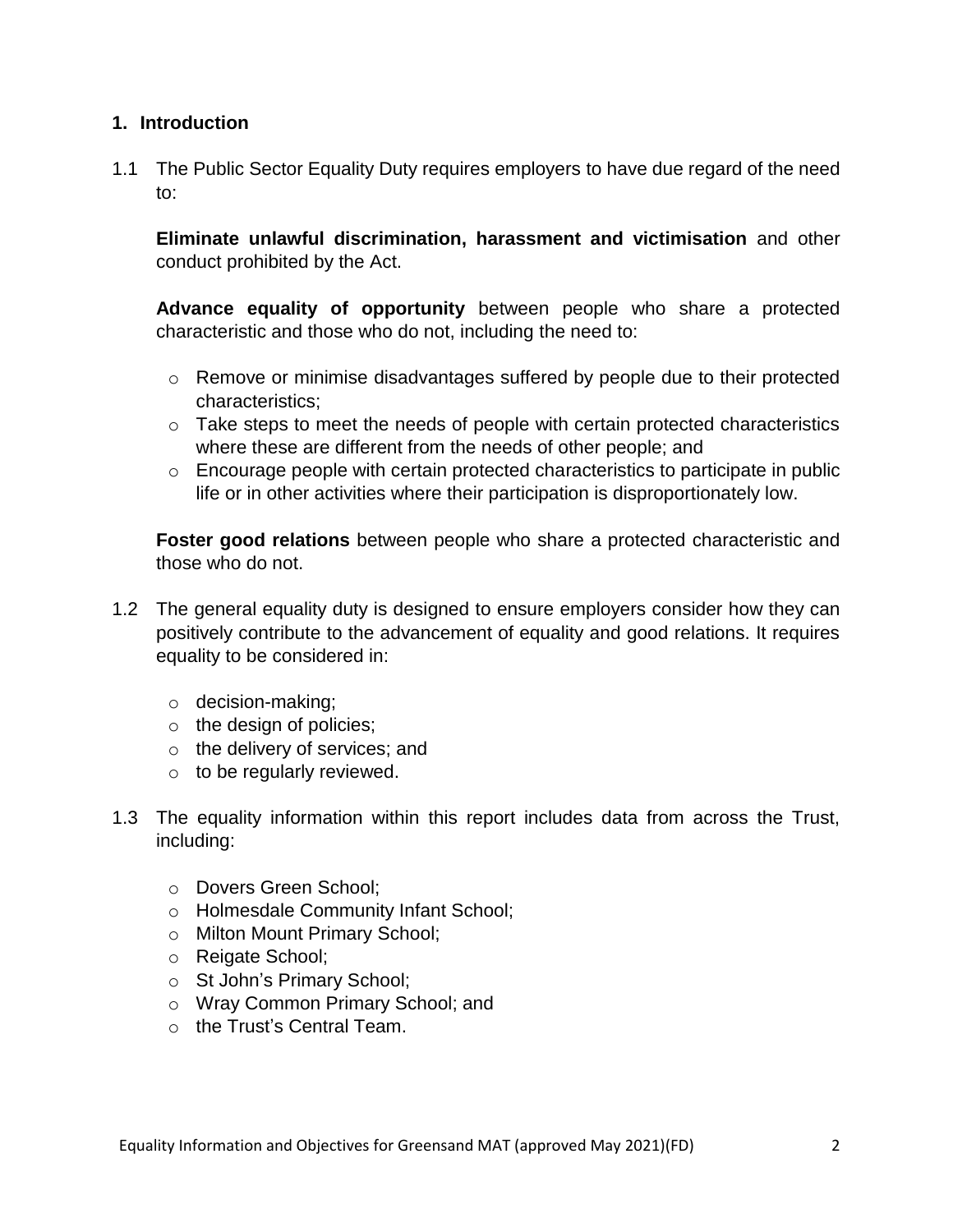## 1. Introduction

1.1 The Public Sector Equality Duty requires employers to have due regard of the need to:

**Eliminate unlawful discrimination, harassment and victimisation** and other conduct prohibited by the Act.

**Advance equality of opportunity** between people who share a protected characteristic and those who do not, including the need to:

- Remove or minimise disadvantages suffered by people due to their protected characteristics;
- Take steps to meet the needs of people with certain protected characteristics where these are different from the needs of other people; and
- Encourage people with certain protected characteristics to participate in public life or in other activities where their participation is disproportionately low.

**Foster good relations** between people who share a protected characteristic and those who do not.

1.2 The general equality duty is designed to ensure employers consider how they can positively contribute to the advancement of equality and good relations. It requires equality to be considered in:

- decision-making;
- the design of policies;
- the delivery of services; and
- to be regularly reviewed.

1.3 The equality information within this report includes data from across the Trust, including:

- Dovers Green School;
- Holmesdale Community Infant School;
- Milton Mount Primary School;
- Reigate School;
- St John's Primary School;
- Wray Common Primary School; and
- the Trust's Central Team.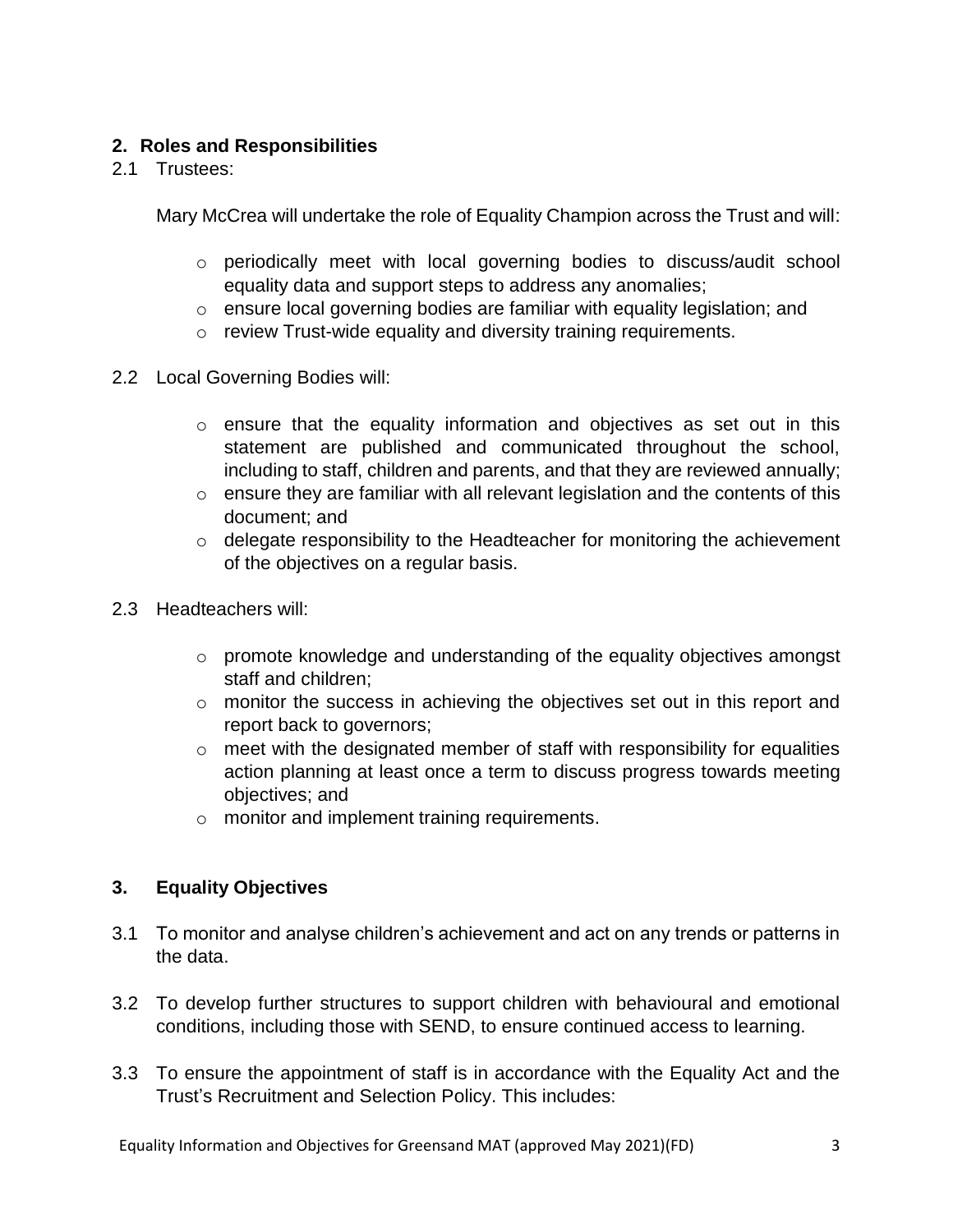## 2. Roles and Responsibilities

2.1 Trustees:

Mary McCrea will undertake the role of Equality Champion across the Trust and will:

- periodically meet with local governing bodies to discuss/audit school equality data and support steps to address any anomalies;
- ensure local governing bodies are familiar with equality legislation; and
- review Trust-wide equality and diversity training requirements.

2.2 Local Governing Bodies will:

- ensure that the equality information and objectives as set out in this statement are published and communicated throughout the school, including to staff, children and parents, and that they are reviewed annually;
- ensure they are familiar with all relevant legislation and the contents of this document; and
- delegate responsibility to the Headteacher for monitoring the achievement of the objectives on a regular basis.

2.3 Headteachers will:

- promote knowledge and understanding of the equality objectives amongst staff and children;
- monitor the success in achieving the objectives set out in this report and report back to governors;
- meet with the designated member of staff with responsibility for equalities action planning at least once a term to discuss progress towards meeting objectives; and
- monitor and implement training requirements.

## 3. Equality Objectives

3.1 To monitor and analyse children's achievement and act on any trends or patterns in the data.

3.2 To develop further structures to support children with behavioural and emotional conditions, including those with SEND, to ensure continued access to learning.

3.3 To ensure the appointment of staff is in accordance with the Equality Act and the Trust's Recruitment and Selection Policy. This includes: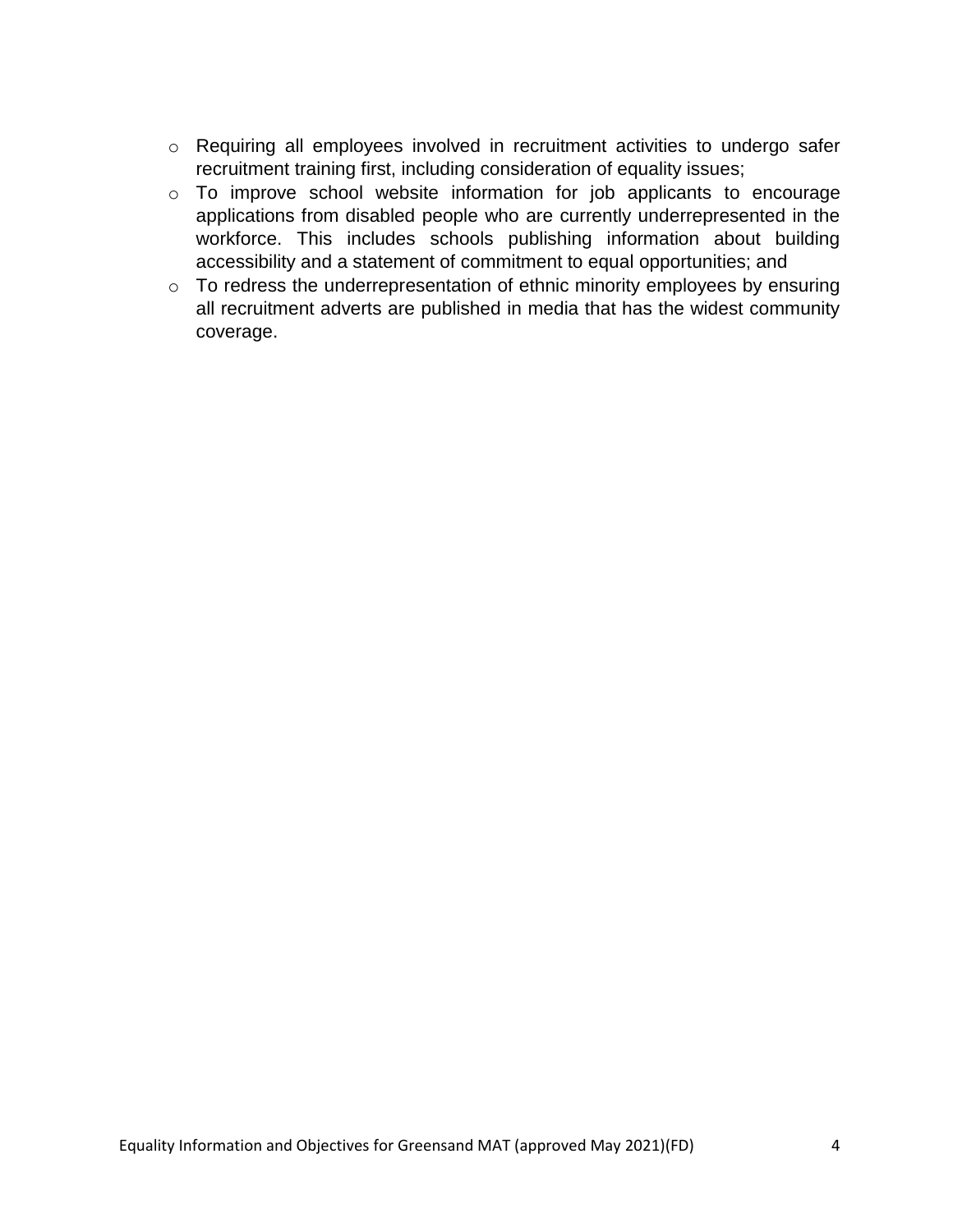- Requiring all employees involved in recruitment activities to undergo safer recruitment training first, including consideration of equality issues;
- To improve school website information for job applicants to encourage applications from disabled people who are currently underrepresented in the workforce. This includes schools publishing information about building accessibility and a statement of commitment to equal opportunities; and
- To redress the underrepresentation of ethnic minority employees by ensuring all recruitment adverts are published in media that has the widest community coverage.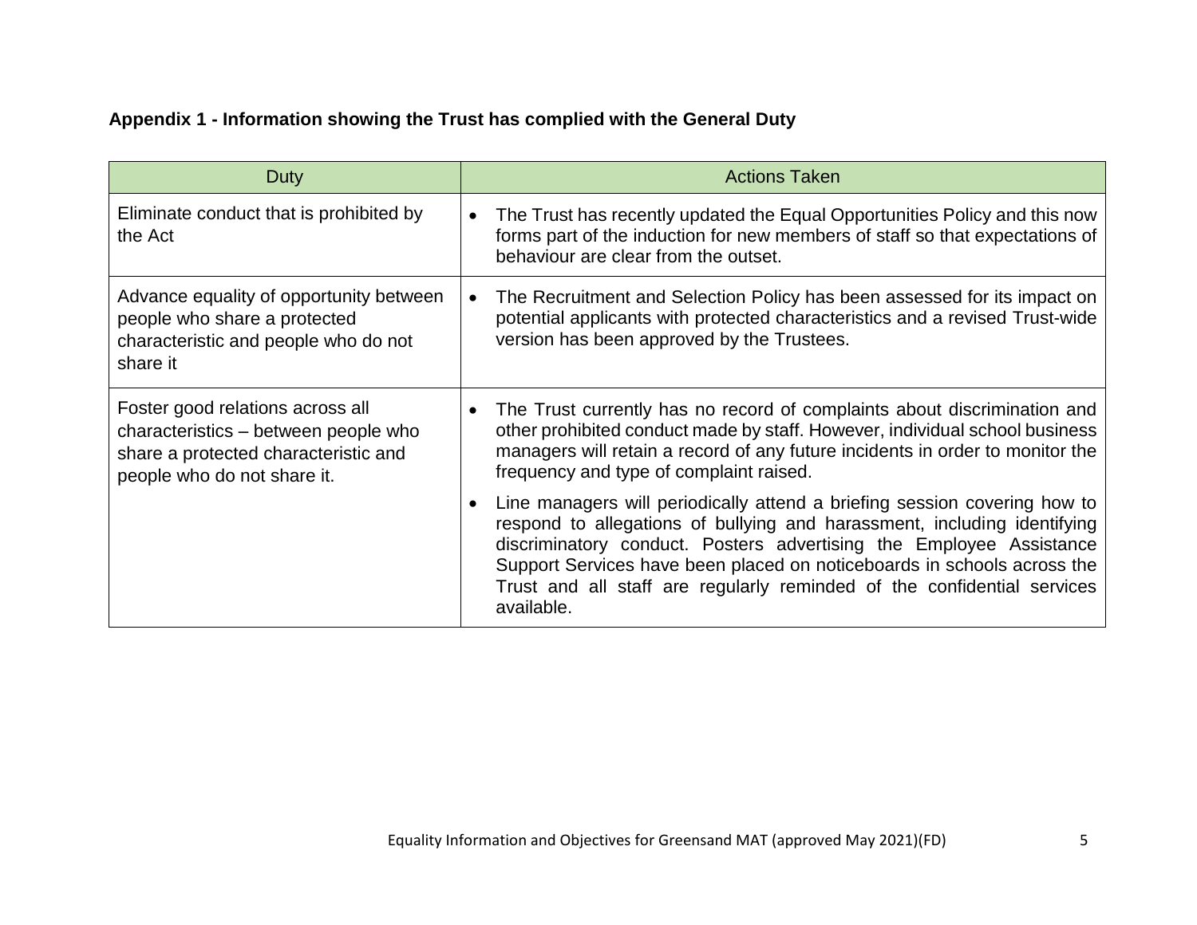**Appendix 1 - Information showing the Trust has complied with the General Duty**

| Duty | Actions Taken |
| --- | --- |
| Eliminate conduct that is prohibited by the Act | • The Trust has recently updated the Equal Opportunities Policy and this now forms part of the induction for new members of staff so that expectations of behaviour are clear from the outset. |
| Advance equality of opportunity between people who share a protected characteristic and people who do not share it | • The Recruitment and Selection Policy has been assessed for its impact on potential applicants with protected characteristics and a revised Trust-wide version has been approved by the Trustees. |
| Foster good relations across all characteristics – between people who share a protected characteristic and people who do not share it. | • The Trust currently has no record of complaints about discrimination and other prohibited conduct made by staff. However, individual school business managers will retain a record of any future incidents in order to monitor the frequency and type of complaint raised.<br>• Line managers will periodically attend a briefing session covering how to respond to allegations of bullying and harassment, including identifying discriminatory conduct. Posters advertising the Employee Assistance Support Services have been placed on noticeboards in schools across the Trust and all staff are regularly reminded of the confidential services available. |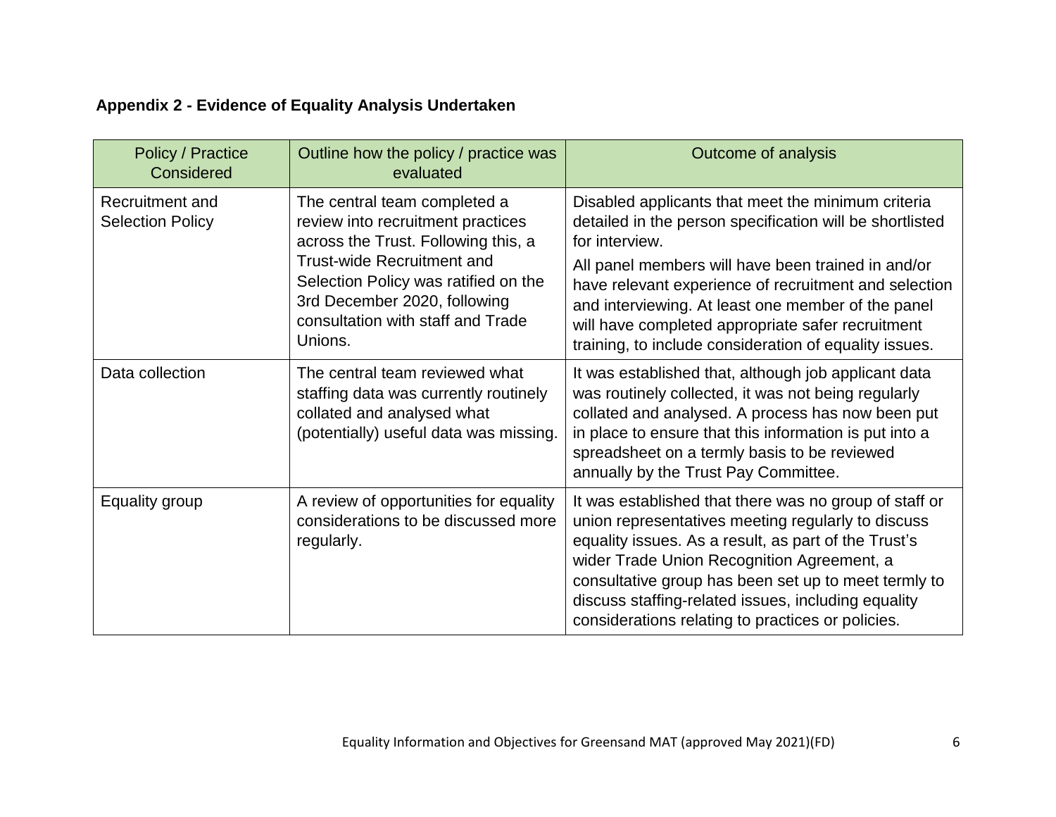**Appendix 2 - Evidence of Equality Analysis Undertaken**

| Policy / Practice Considered | Outline how the policy / practice was evaluated | Outcome of analysis |
|---|---|---|
| Recruitment and Selection Policy | The central team completed a review into recruitment practices across the Trust. Following this, a Trust-wide Recruitment and Selection Policy was ratified on the 3rd December 2020, following consultation with staff and Trade Unions. | Disabled applicants that meet the minimum criteria detailed in the person specification will be shortlisted for interview.<br>All panel members will have been trained in and/or have relevant experience of recruitment and selection and interviewing. At least one member of the panel will have completed appropriate safer recruitment training, to include consideration of equality issues. |
| Data collection | The central team reviewed what staffing data was currently routinely collated and analysed what (potentially) useful data was missing. | It was established that, although job applicant data was routinely collected, it was not being regularly collated and analysed. A process has now been put in place to ensure that this information is put into a spreadsheet on a termly basis to be reviewed annually by the Trust Pay Committee. |
| Equality group | A review of opportunities for equality considerations to be discussed more regularly. | It was established that there was no group of staff or union representatives meeting regularly to discuss equality issues. As a result, as part of the Trust's wider Trade Union Recognition Agreement, a consultative group has been set up to meet termly to discuss staffing-related issues, including equality considerations relating to practices or policies. |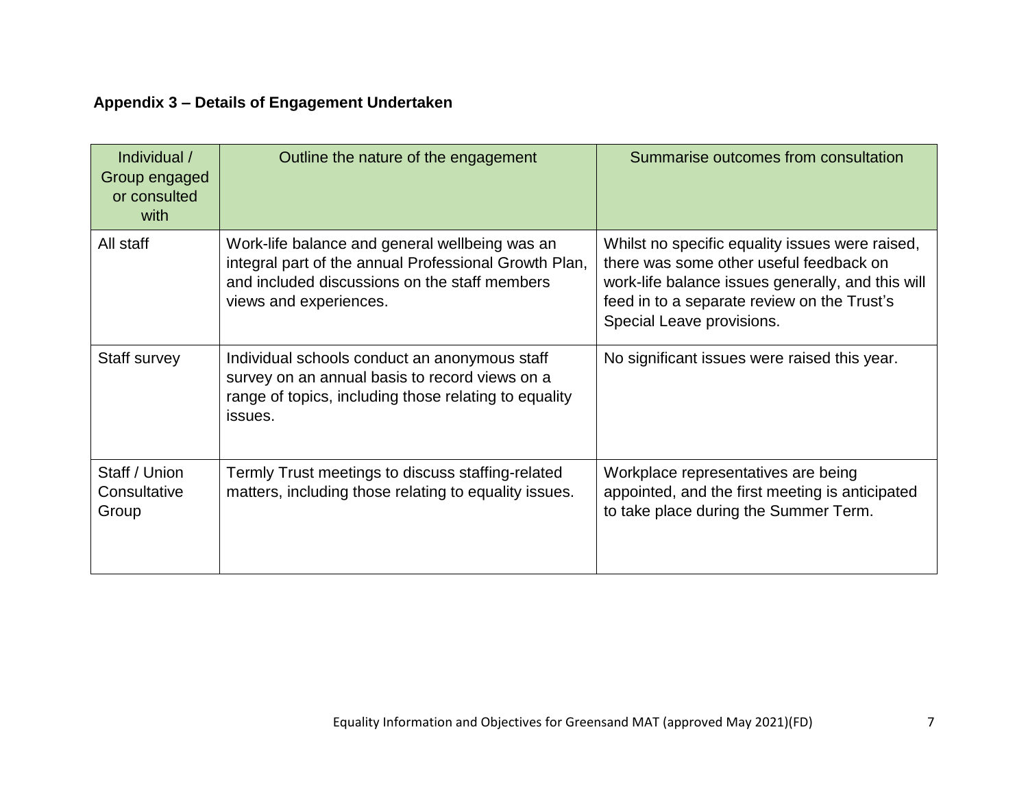**Appendix 3 – Details of Engagement Undertaken**

| Individual / Group engaged or consulted with | Outline the nature of the engagement | Summarise outcomes from consultation |
|---|---|---|
| All staff | Work-life balance and general wellbeing was an integral part of the annual Professional Growth Plan, and included discussions on the staff members views and experiences. | Whilst no specific equality issues were raised, there was some other useful feedback on work-life balance issues generally, and this will feed in to a separate review on the Trust's Special Leave provisions. |
| Staff survey | Individual schools conduct an anonymous staff survey on an annual basis to record views on a range of topics, including those relating to equality issues. | No significant issues were raised this year. |
| Staff / Union Consultative Group | Termly Trust meetings to discuss staffing-related matters, including those relating to equality issues. | Workplace representatives are being appointed, and the first meeting is anticipated to take place during the Summer Term. |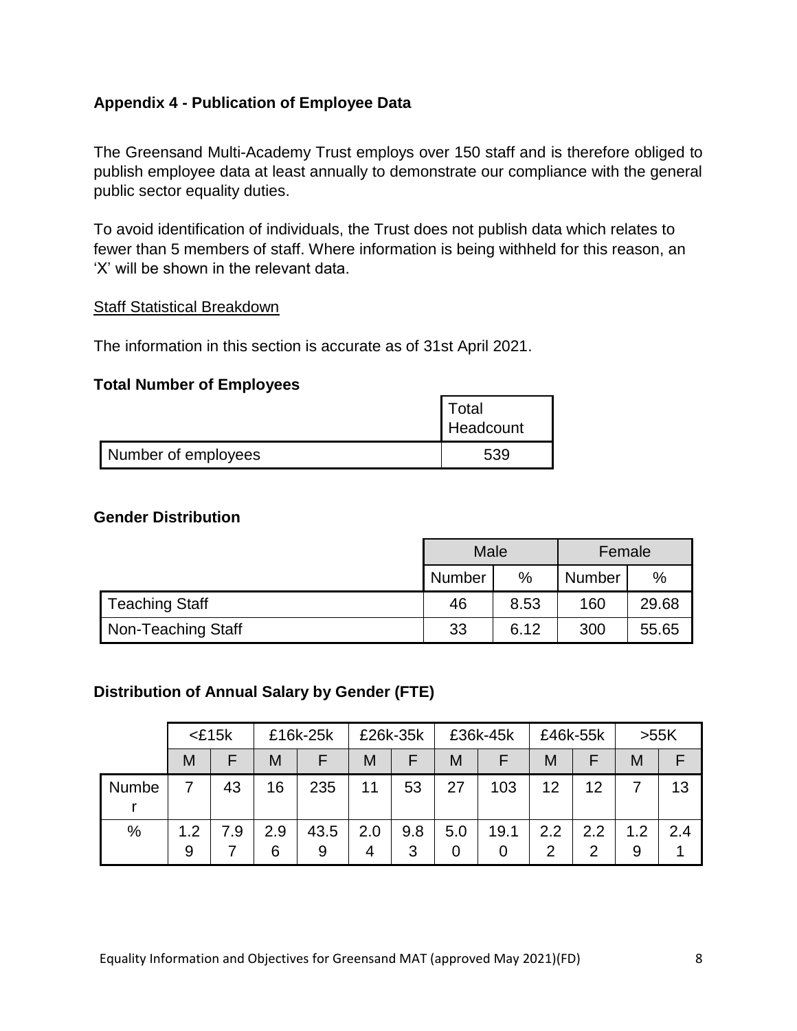## Appendix 4 - Publication of Employee Data

The Greensand Multi-Academy Trust employs over 150 staff and is therefore obliged to publish employee data at least annually to demonstrate our compliance with the general public sector equality duties.

To avoid identification of individuals, the Trust does not publish data which relates to fewer than 5 members of staff. Where information is being withheld for this reason, an 'X' will be shown in the relevant data.

<u>Staff Statistical Breakdown</u>

The information in this section is accurate as of 31st April 2021.

### Total Number of Employees

| | Total Headcount |
|---|---|
| Number of employees | 539 |

### Gender Distribution

| | Male | | Female | |
|---|---|---|---|---|
| | Number | % | Number | % |
| Teaching Staff | 46 | 8.53 | 160 | 29.68 |
| Non-Teaching Staff | 33 | 6.12 | 300 | 55.65 |

### Distribution of Annual Salary by Gender (FTE)

| | <£15k | | £16k-25k | | £26k-35k | | £36k-45k | | £46k-55k | | >55K | |
|---|---|---|---|---|---|---|---|---|---|---|---|---|
| | M | F | M | F | M | F | M | F | M | F | M | F |
| Number | 7 | 43 | 16 | 235 | 11 | 53 | 27 | 103 | 12 | 12 | 7 | 13 |
| % | 1.29 | 7.97 | 2.96 | 43.59 | 2.04 | 9.83 | 5.00 | 19.10 | 2.22 | 2.22 | 1.29 | 2.41 |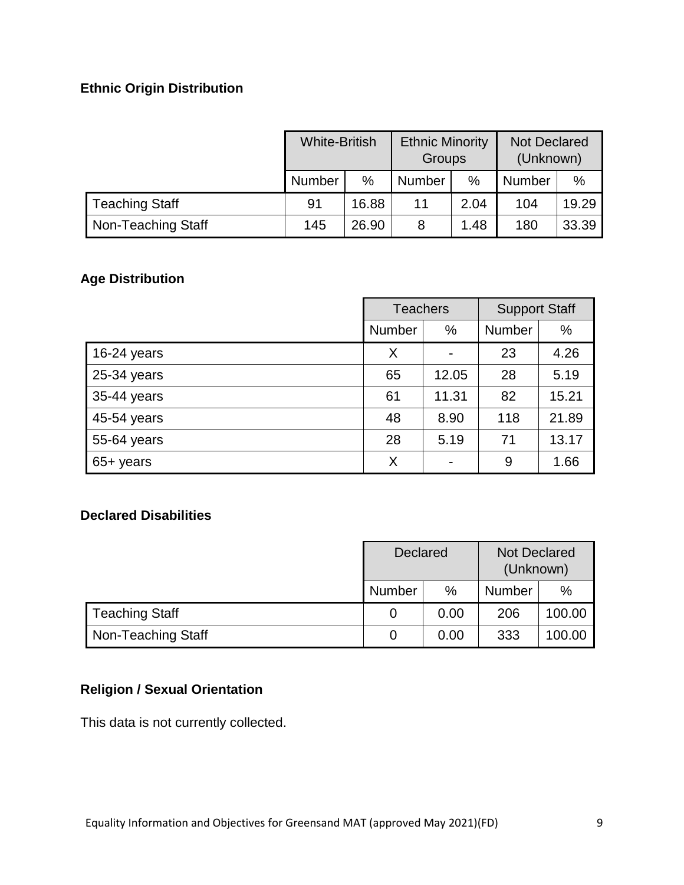**Ethnic Origin Distribution**

| | White-British | | Ethnic Minority Groups | | Not Declared (Unknown) | |
|---|---|---|---|---|---|---|
| | Number | % | Number | % | Number | % |
| Teaching Staff | 91 | 16.88 | 11 | 2.04 | 104 | 19.29 |
| Non-Teaching Staff | 145 | 26.90 | 8 | 1.48 | 180 | 33.39 |

**Age Distribution**

| | Teachers | | Support Staff | |
|---|---|---|---|---|
| | Number | % | Number | % |
| 16-24 years | X | - | 23 | 4.26 |
| 25-34 years | 65 | 12.05 | 28 | 5.19 |
| 35-44 years | 61 | 11.31 | 82 | 15.21 |
| 45-54 years | 48 | 8.90 | 118 | 21.89 |
| 55-64 years | 28 | 5.19 | 71 | 13.17 |
| 65+ years | X | - | 9 | 1.66 |

**Declared Disabilities**

| | Declared | | Not Declared (Unknown) | |
|---|---|---|---|---|
| | Number | % | Number | % |
| Teaching Staff | 0 | 0.00 | 206 | 100.00 |
| Non-Teaching Staff | 0 | 0.00 | 333 | 100.00 |

**Religion / Sexual Orientation**

This data is not currently collected.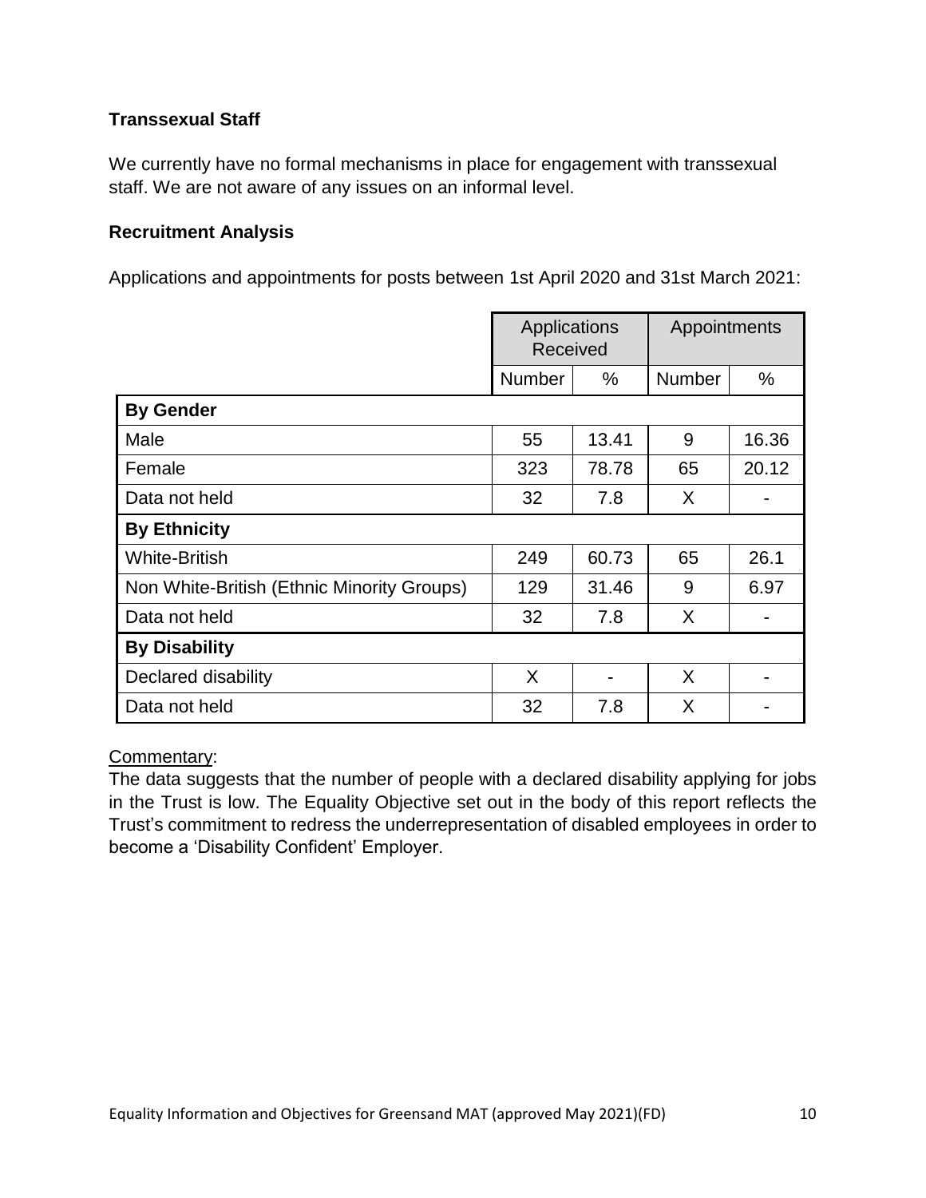### Transsexual Staff

We currently have no formal mechanisms in place for engagement with transsexual staff. We are not aware of any issues on an informal level.

### Recruitment Analysis

Applications and appointments for posts between 1st April 2020 and 31st March 2021:

| | Applications Received | | Appointments | |
|---|---|---|---|---|
| | Number | % | Number | % |
| **By Gender** | | | | |
| Male | 55 | 13.41 | 9 | 16.36 |
| Female | 323 | 78.78 | 65 | 20.12 |
| Data not held | 32 | 7.8 | X | - |
| **By Ethnicity** | | | | |
| White-British | 249 | 60.73 | 65 | 26.1 |
| Non White-British (Ethnic Minority Groups) | 129 | 31.46 | 9 | 6.97 |
| Data not held | 32 | 7.8 | X | - |
| **By Disability** | | | | |
| Declared disability | X | - | X | - |
| Data not held | 32 | 7.8 | X | - |

Commentary:
The data suggests that the number of people with a declared disability applying for jobs in the Trust is low. The Equality Objective set out in the body of this report reflects the Trust's commitment to redress the underrepresentation of disabled employees in order to become a 'Disability Confident' Employer.